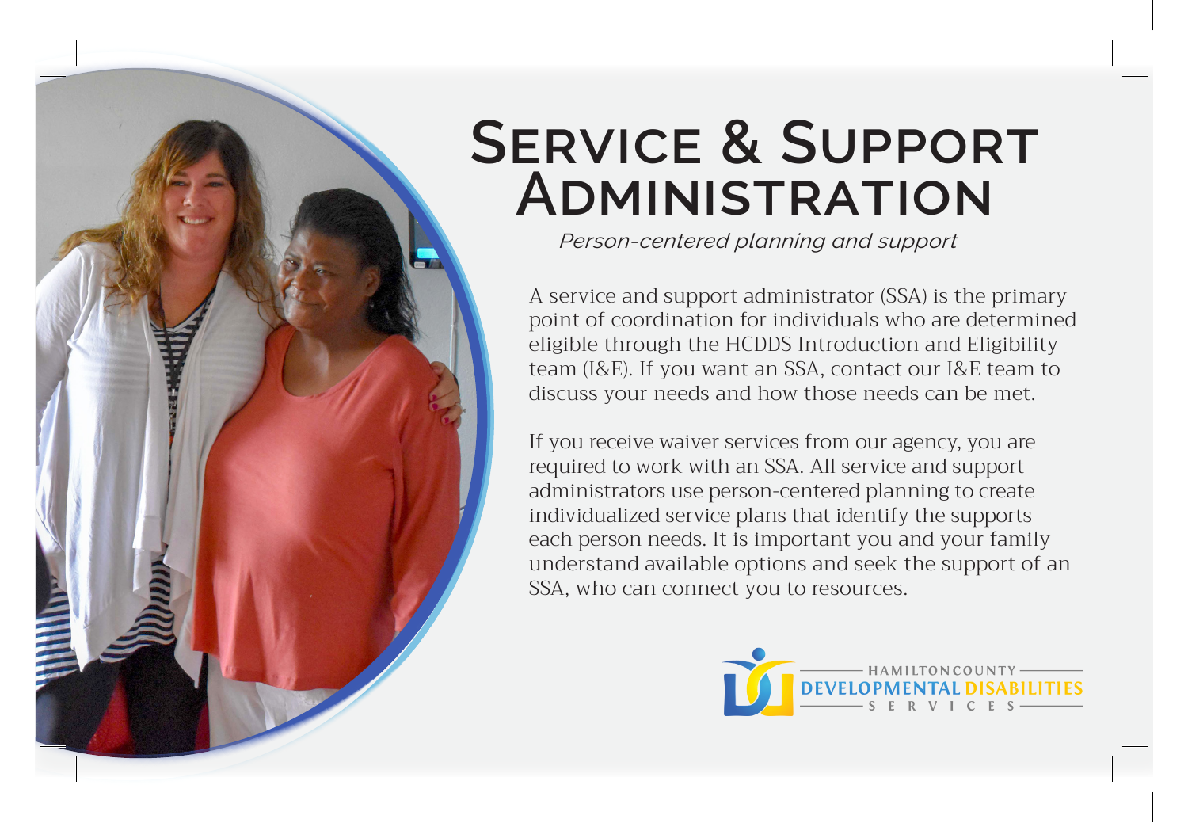# Service & Support Administration

*Person-centered planning and support*

A service and support administrator (SSA) is the primary point of coordination for individuals who are determined eligible through the HCDDS Introduction and Eligibility team (I&E). If you want an SSA, contact our I&E team to discuss your needs and how those needs can be met.

If you receive waiver services from our agency, you are required to work with an SSA. All service and support administrators use person-centered planning to create individualized service plans that identify the supports each person needs. It is important you and your family understand available options and seek the support of an SSA, who can connect you to resources.

HAMILTON COUNTY DEVELOPMENTAL DISABILITIES SERVICES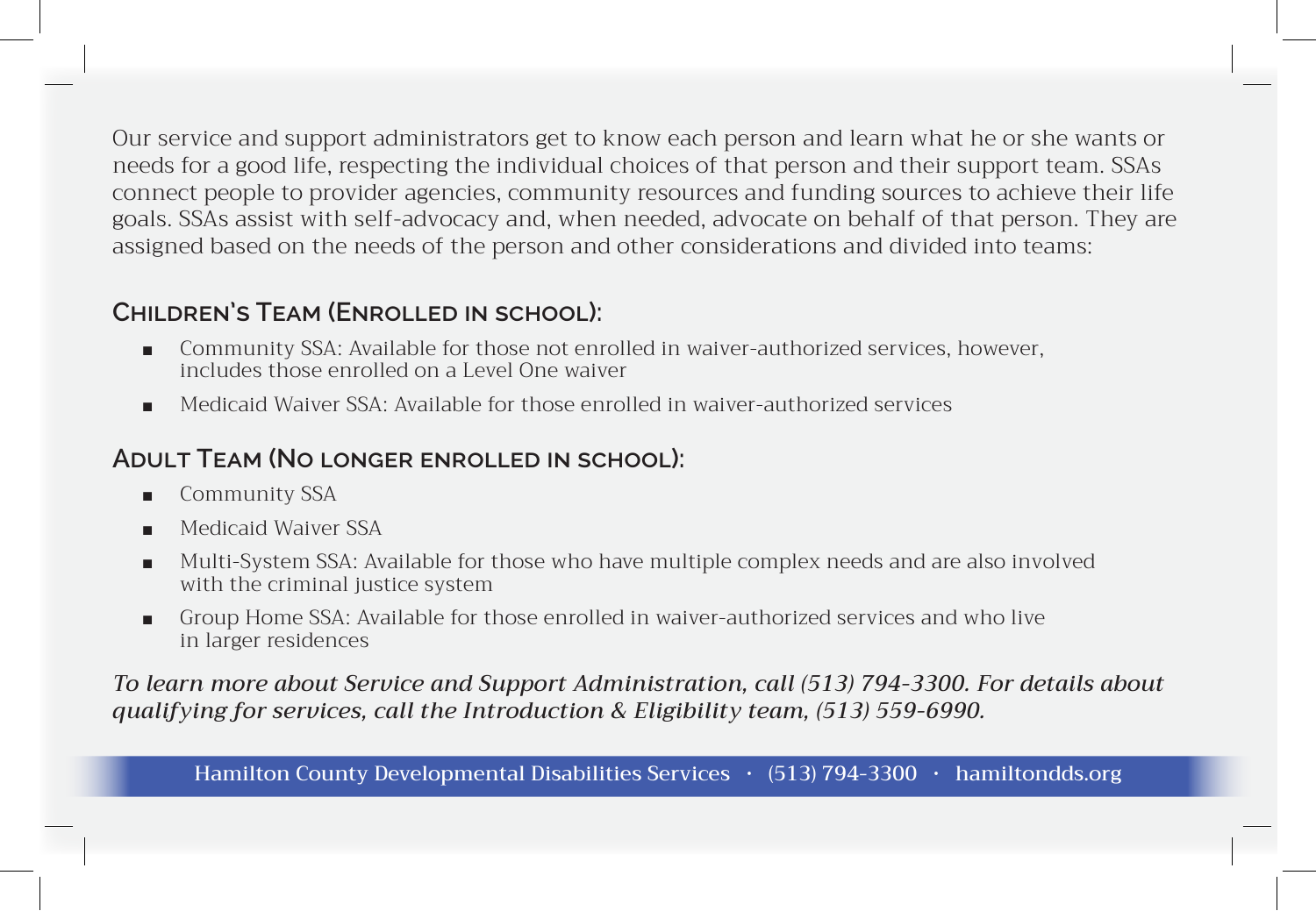Our service and support administrators get to know each person and learn what he or she wants or needs for a good life, respecting the individual choices of that person and their support team. SSAs connect people to provider agencies, community resources and funding sources to achieve their life goals. SSAs assist with self-advocacy and, when needed, advocate on behalf of that person. They are assigned based on the needs of the person and other considerations and divided into teams:

## Children's Team (Enrolled in school):

- Community SSA: Available for those not enrolled in waiver-authorized services, however, includes those enrolled on a Level One waiver
- Medicaid Waiver SSA: Available for those enrolled in waiver-authorized services

## Adult Team (No longer enrolled in school):

- Community SSA
- Medicaid Waiver SSA
- Multi-System SSA: Available for those who have multiple complex needs and are also involved with the criminal justice system
- Group Home SSA: Available for those enrolled in waiver-authorized services and who live in larger residences

*To learn more about Service and Support Administration, call (513) 794-3300. For details about qualifying for services, call the Introduction & Eligibility team, (513) 559-6990.*

Hamilton County Developmental Disabilities Services • (513) 794-3300 • hamiltondds.org